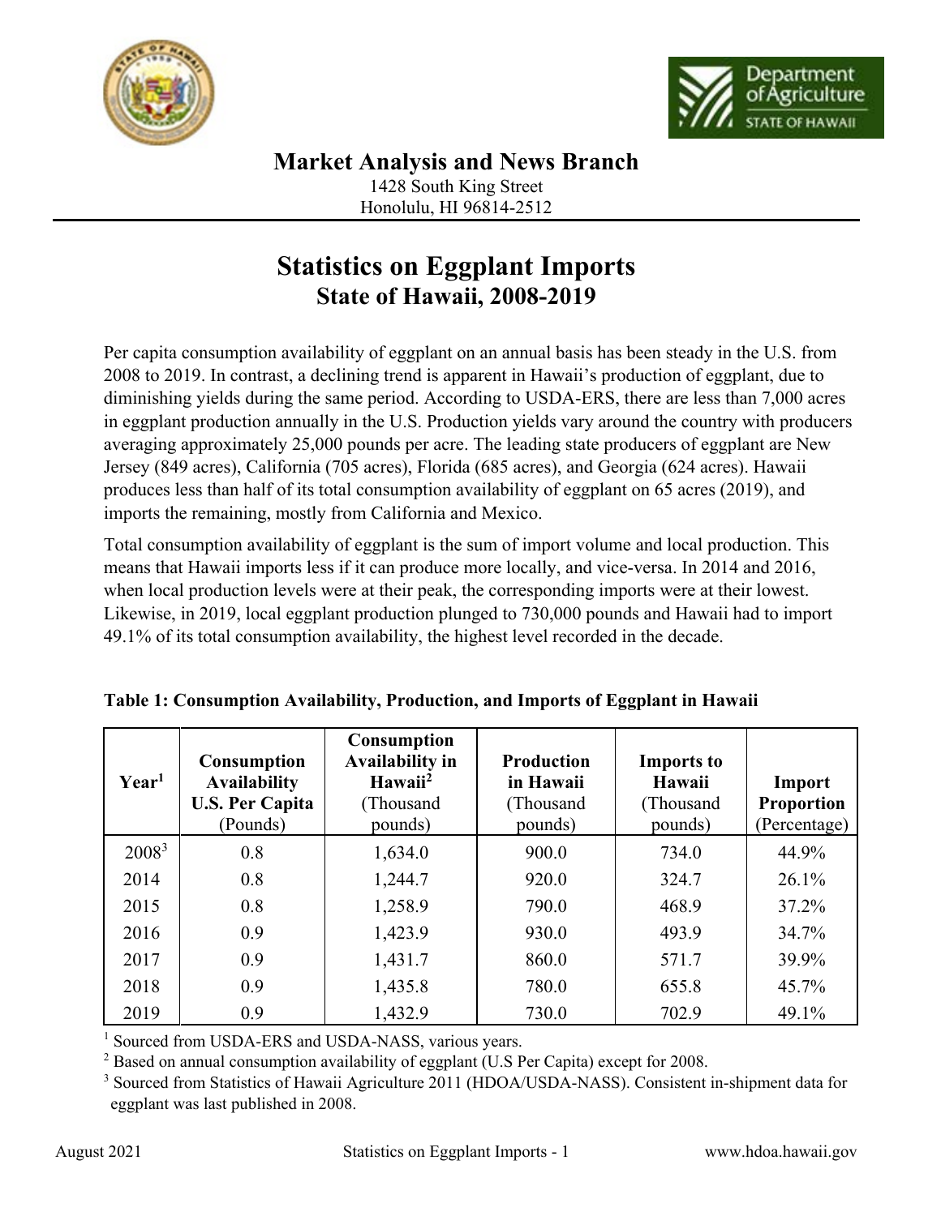## Market Analysis and News Branch

1428 South King Street
Honolulu, HI 96814-2512

# Statistics on Eggplant Imports
## State of Hawaii, 2008-2019

Per capita consumption availability of eggplant on an annual basis has been steady in the U.S. from 2008 to 2019. In contrast, a declining trend is apparent in Hawaii's production of eggplant, due to diminishing yields during the same period. According to USDA-ERS, there are less than 7,000 acres in eggplant production annually in the U.S. Production yields vary around the country with producers averaging approximately 25,000 pounds per acre. The leading state producers of eggplant are New Jersey (849 acres), California (705 acres), Florida (685 acres), and Georgia (624 acres). Hawaii produces less than half of its total consumption availability of eggplant on 65 acres (2019), and imports the remaining, mostly from California and Mexico.

Total consumption availability of eggplant is the sum of import volume and local production. This means that Hawaii imports less if it can produce more locally, and vice-versa. In 2014 and 2016, when local production levels were at their peak, the corresponding imports were at their lowest. Likewise, in 2019, local eggplant production plunged to 730,000 pounds and Hawaii had to import 49.1% of its total consumption availability, the highest level recorded in the decade.

**Table 1: Consumption Availability, Production, and Imports of Eggplant in Hawaii**

| Year[1] | Consumption Availability U.S. Per Capita (Pounds) | Consumption Availability in Hawaii[2] (Thousand pounds) | Production in Hawaii (Thousand pounds) | Imports to Hawaii (Thousand pounds) | Import Proportion (Percentage) |
|---|---|---|---|---|---|
| 2008[3] | 0.8 | 1,634.0 | 900.0 | 734.0 | 44.9% |
| 2014 | 0.8 | 1,244.7 | 920.0 | 324.7 | 26.1% |
| 2015 | 0.8 | 1,258.9 | 790.0 | 468.9 | 37.2% |
| 2016 | 0.9 | 1,423.9 | 930.0 | 493.9 | 34.7% |
| 2017 | 0.9 | 1,431.7 | 860.0 | 571.7 | 39.9% |
| 2018 | 0.9 | 1,435.8 | 780.0 | 655.8 | 45.7% |
| 2019 | 0.9 | 1,432.9 | 730.0 | 702.9 | 49.1% |

[1] Sourced from USDA-ERS and USDA-NASS, various years.
[2] Based on annual consumption availability of eggplant (U.S Per Capita) except for 2008.
[3] Sourced from Statistics of Hawaii Agriculture 2011 (HDOA/USDA-NASS). Consistent in-shipment data for eggplant was last published in 2008.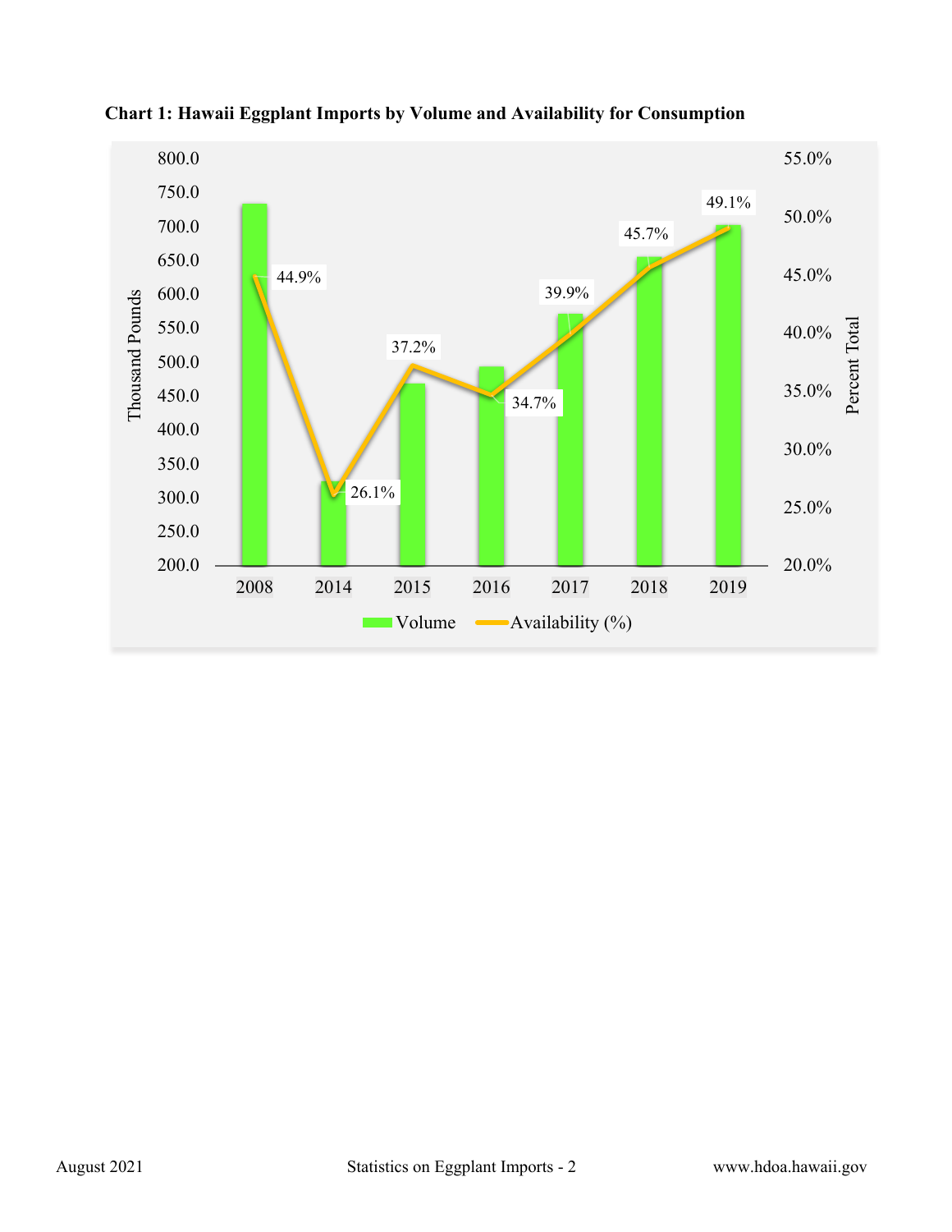**Chart 1: Hawaii Eggplant Imports by Volume and Availability for Consumption**

800.0
750.0
700.0
650.0
600.0
550.0
500.0
450.0
400.0
350.0
300.0
250.0
200.0

Thousand Pounds

55.0%
50.0%
45.0%
40.0%
35.0%
30.0%
25.0%
20.0%

Percent Total

44.9%
26.1%
37.2%
34.7%
39.9%
45.7%
49.1%

2008
2014
2015
2016
2017
2018
2019

Volume
Availability (%)